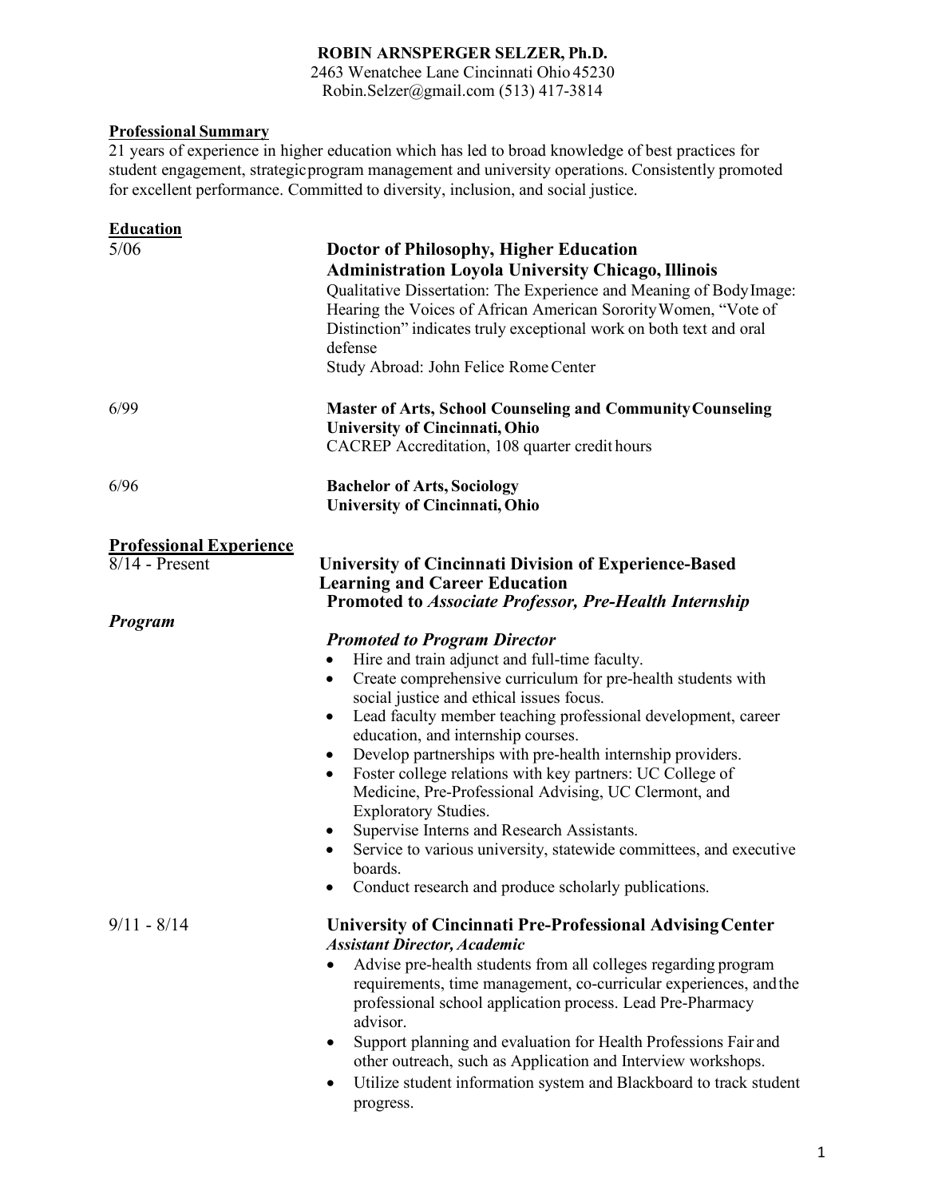**ROBIN ARNSPERGER SELZER, Ph.D.**
2463 Wenatchee Lane Cincinnati Ohio 45230
Robin.Selzer@gmail.com (513) 417-3814

## Professional Summary

21 years of experience in higher education which has led to broad knowledge of best practices for student engagement, strategic program management and university operations. Consistently promoted for excellent performance. Committed to diversity, inclusion, and social justice.

## Education

5/06

**Doctor of Philosophy, Higher Education Administration Loyola University Chicago, Illinois**
Qualitative Dissertation: The Experience and Meaning of Body Image: Hearing the Voices of African American Sorority Women, "Vote of Distinction" indicates truly exceptional work on both text and oral defense
Study Abroad: John Felice Rome Center

6/99

**Master of Arts, School Counseling and Community Counseling**
**University of Cincinnati, Ohio**
CACREP Accreditation, 108 quarter credit hours

6/96

**Bachelor of Arts, Sociology**
**University of Cincinnati, Ohio**

## Professional Experience

8/14 - Present

**University of Cincinnati Division of Experience-Based Learning and Career Education**
**Promoted to *Associate Professor, Pre-Health Internship Program***

***Promoted to Program Director***

- Hire and train adjunct and full-time faculty.
- Create comprehensive curriculum for pre-health students with social justice and ethical issues focus.
- Lead faculty member teaching professional development, career education, and internship courses.
- Develop partnerships with pre-health internship providers.
- Foster college relations with key partners: UC College of Medicine, Pre-Professional Advising, UC Clermont, and Exploratory Studies.
- Supervise Interns and Research Assistants.
- Service to various university, statewide committees, and executive boards.
- Conduct research and produce scholarly publications.

9/11 - 8/14

**University of Cincinnati Pre-Professional Advising Center**
***Assistant Director, Academic***

- Advise pre-health students from all colleges regarding program requirements, time management, co-curricular experiences, and the professional school application process. Lead Pre-Pharmacy advisor.
- Support planning and evaluation for Health Professions Fair and other outreach, such as Application and Interview workshops.
- Utilize student information system and Blackboard to track student progress.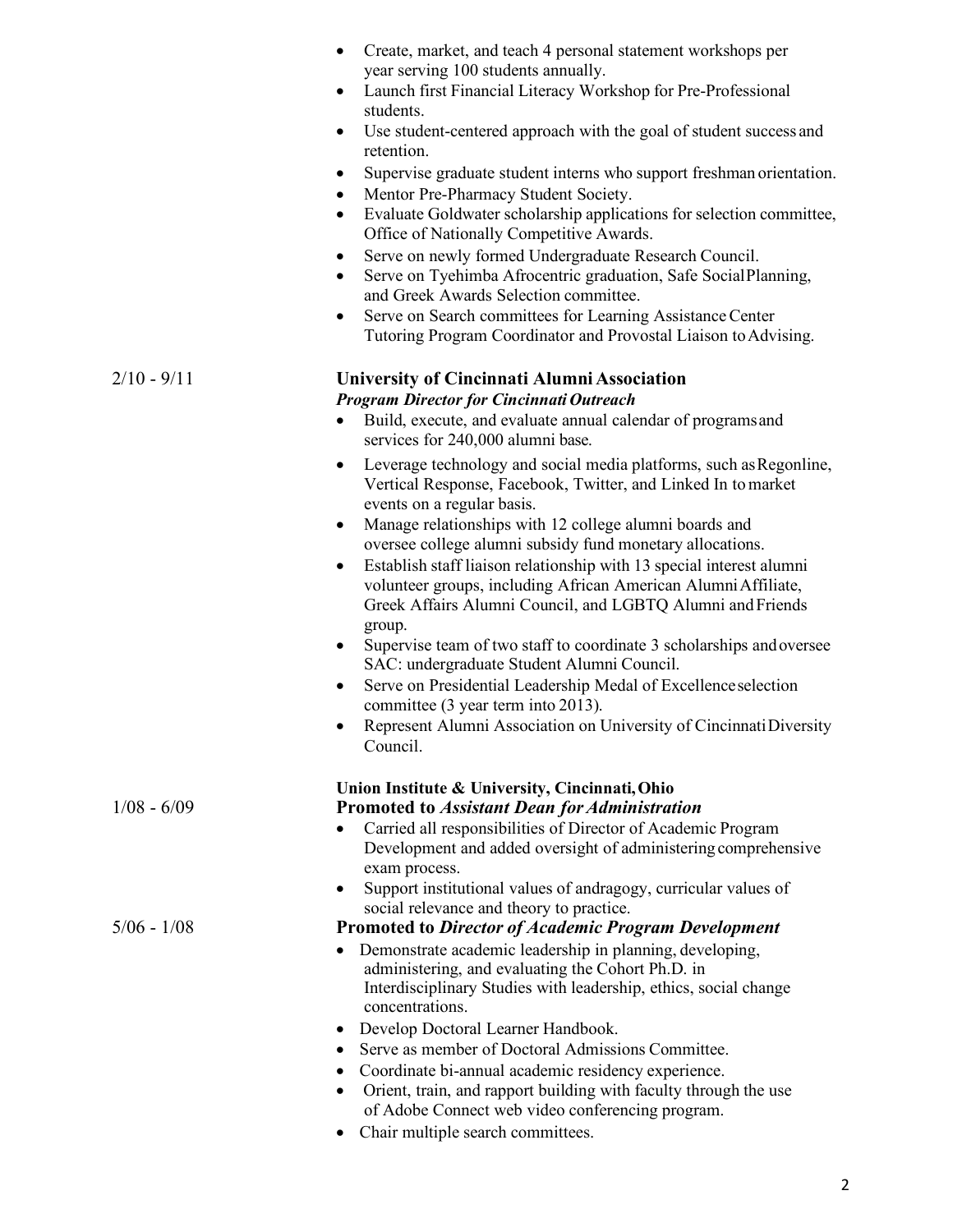- Create, market, and teach 4 personal statement workshops per year serving 100 students annually.
- Launch first Financial Literacy Workshop for Pre-Professional students.
- Use student-centered approach with the goal of student success and retention.
- Supervise graduate student interns who support freshman orientation.
- Mentor Pre-Pharmacy Student Society.
- Evaluate Goldwater scholarship applications for selection committee, Office of Nationally Competitive Awards.
- Serve on newly formed Undergraduate Research Council.
- Serve on Tyehimba Afrocentric graduation, Safe Social Planning, and Greek Awards Selection committee.
- Serve on Search committees for Learning Assistance Center Tutoring Program Coordinator and Provostal Liaison to Advising.

2/10 - 9/11

**University of Cincinnati Alumni Association**
***Program Director for Cincinnati Outreach***

- Build, execute, and evaluate annual calendar of programs and services for 240,000 alumni base.
- Leverage technology and social media platforms, such as Regonline, Vertical Response, Facebook, Twitter, and Linked In to market events on a regular basis.
- Manage relationships with 12 college alumni boards and oversee college alumni subsidy fund monetary allocations.
- Establish staff liaison relationship with 13 special interest alumni volunteer groups, including African American Alumni Affiliate, Greek Affairs Alumni Council, and LGBTQ Alumni and Friends group.
- Supervise team of two staff to coordinate 3 scholarships and oversee SAC: undergraduate Student Alumni Council.
- Serve on Presidential Leadership Medal of Excellence selection committee (3 year term into 2013).
- Represent Alumni Association on University of Cincinnati Diversity Council.

**Union Institute & University, Cincinnati, Ohio**

1/08 - 6/09

**Promoted to *Assistant Dean for Administration***

- Carried all responsibilities of Director of Academic Program Development and added oversight of administering comprehensive exam process.
- Support institutional values of andragogy, curricular values of social relevance and theory to practice.

5/06 - 1/08

**Promoted to *Director of Academic Program Development***

- Demonstrate academic leadership in planning, developing, administering, and evaluating the Cohort Ph.D. in Interdisciplinary Studies with leadership, ethics, social change concentrations.
- Develop Doctoral Learner Handbook.
- Serve as member of Doctoral Admissions Committee.
- Coordinate bi-annual academic residency experience.
- Orient, train, and rapport building with faculty through the use of Adobe Connect web video conferencing program.
- Chair multiple search committees.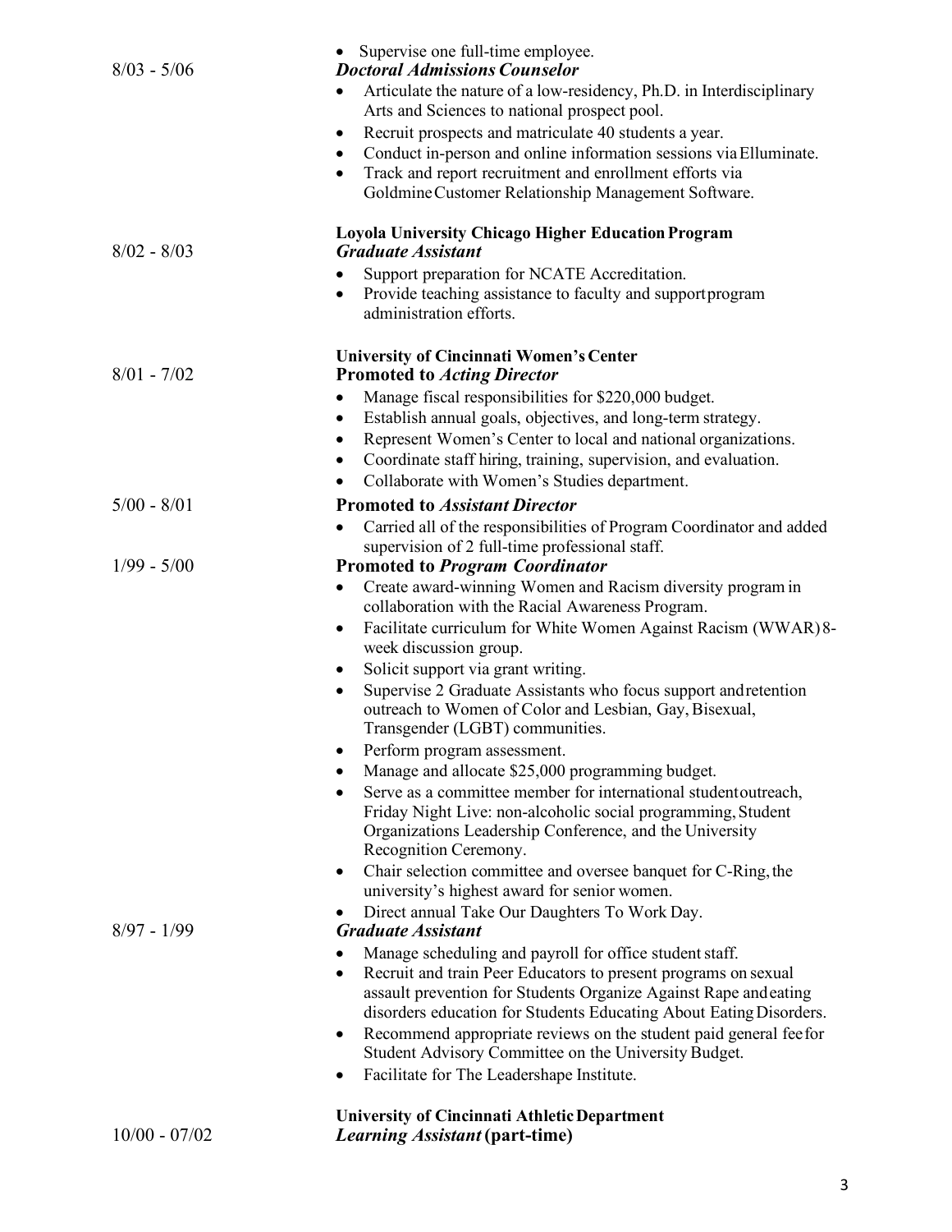- Supervise one full-time employee.

8/03 - 5/06

***Doctoral Admissions Counselor***

- Articulate the nature of a low-residency, Ph.D. in Interdisciplinary Arts and Sciences to national prospect pool.
- Recruit prospects and matriculate 40 students a year.
- Conduct in-person and online information sessions via Elluminate.
- Track and report recruitment and enrollment efforts via Goldmine Customer Relationship Management Software.

**Loyola University Chicago Higher Education Program**

8/02 - 8/03

***Graduate Assistant***

- Support preparation for NCATE Accreditation.
- Provide teaching assistance to faculty and support program administration efforts.

**University of Cincinnati Women's Center**

8/01 - 7/02

**Promoted to *Acting Director***

- Manage fiscal responsibilities for $220,000 budget.
- Establish annual goals, objectives, and long-term strategy.
- Represent Women's Center to local and national organizations.
- Coordinate staff hiring, training, supervision, and evaluation.
- Collaborate with Women's Studies department.

5/00 - 8/01

**Promoted to *Assistant Director***

- Carried all of the responsibilities of Program Coordinator and added supervision of 2 full-time professional staff.

1/99 - 5/00

**Promoted to *Program Coordinator***

- Create award-winning Women and Racism diversity program in collaboration with the Racial Awareness Program.
- Facilitate curriculum for White Women Against Racism (WWAR) 8-week discussion group.
- Solicit support via grant writing.
- Supervise 2 Graduate Assistants who focus support and retention outreach to Women of Color and Lesbian, Gay, Bisexual, Transgender (LGBT) communities.
- Perform program assessment.
- Manage and allocate $25,000 programming budget.
- Serve as a committee member for international student outreach, Friday Night Live: non-alcoholic social programming, Student Organizations Leadership Conference, and the University Recognition Ceremony.
- Chair selection committee and oversee banquet for C-Ring, the university's highest award for senior women.
- Direct annual Take Our Daughters To Work Day.

8/97 - 1/99

***Graduate Assistant***

- Manage scheduling and payroll for office student staff.
- Recruit and train Peer Educators to present programs on sexual assault prevention for Students Organize Against Rape and eating disorders education for Students Educating About Eating Disorders.
- Recommend appropriate reviews on the student paid general fee for Student Advisory Committee on the University Budget.
- Facilitate for The Leadershape Institute.

**University of Cincinnati Athletic Department**

10/00 - 07/02

***Learning Assistant* (part-time)**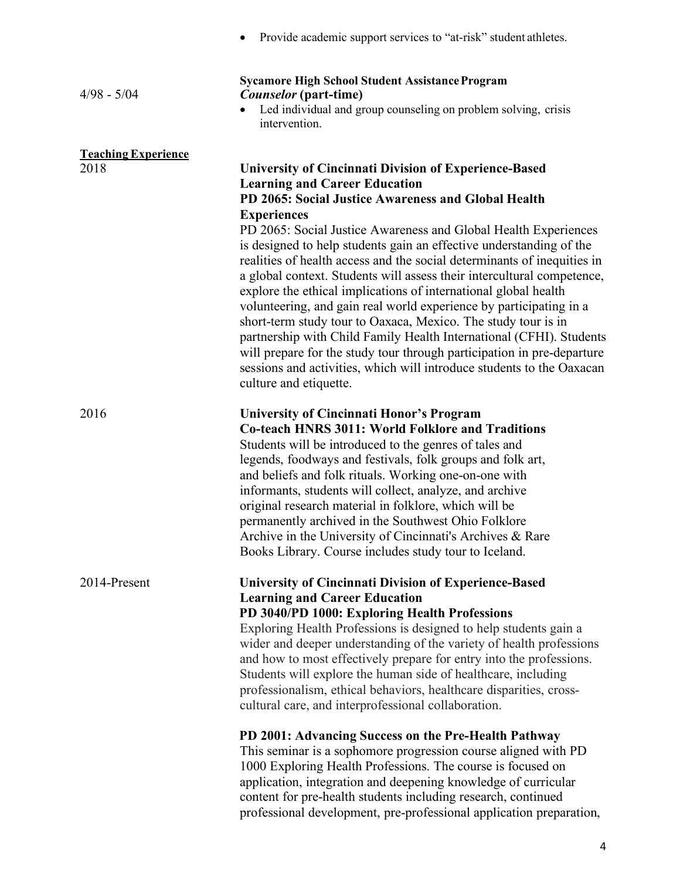- Provide academic support services to "at-risk" student athletes.

4/98 - 5/04

**Sycamore High School Student Assistance Program**
***Counselor* (part-time)**

- Led individual and group counseling on problem solving, crisis intervention.

**<u>Teaching Experience</u>**

2018

**University of Cincinnati Division of Experience-Based Learning and Career Education**
**PD 2065: Social Justice Awareness and Global Health Experiences**

PD 2065: Social Justice Awareness and Global Health Experiences is designed to help students gain an effective understanding of the realities of health access and the social determinants of inequities in a global context. Students will assess their intercultural competence, explore the ethical implications of international global health volunteering, and gain real world experience by participating in a short-term study tour to Oaxaca, Mexico. The study tour is in partnership with Child Family Health International (CFHI). Students will prepare for the study tour through participation in pre-departure sessions and activities, which will introduce students to the Oaxacan culture and etiquette.

2016

**University of Cincinnati Honor's Program**
**Co-teach HNRS 3011: World Folklore and Traditions**

Students will be introduced to the genres of tales and legends, foodways and festivals, folk groups and folk art, and beliefs and folk rituals. Working one-on-one with informants, students will collect, analyze, and archive original research material in folklore, which will be permanently archived in the Southwest Ohio Folklore Archive in the University of Cincinnati's Archives & Rare Books Library. Course includes study tour to Iceland.

2014-Present

**University of Cincinnati Division of Experience-Based Learning and Career Education**
**PD 3040/PD 1000: Exploring Health Professions**

Exploring Health Professions is designed to help students gain a wider and deeper understanding of the variety of health professions and how to most effectively prepare for entry into the professions. Students will explore the human side of healthcare, including professionalism, ethical behaviors, healthcare disparities, cross-cultural care, and interprofessional collaboration.

**PD 2001: Advancing Success on the Pre-Health Pathway**

This seminar is a sophomore progression course aligned with PD 1000 Exploring Health Professions. The course is focused on application, integration and deepening knowledge of curricular content for pre-health students including research, continued professional development, pre-professional application preparation,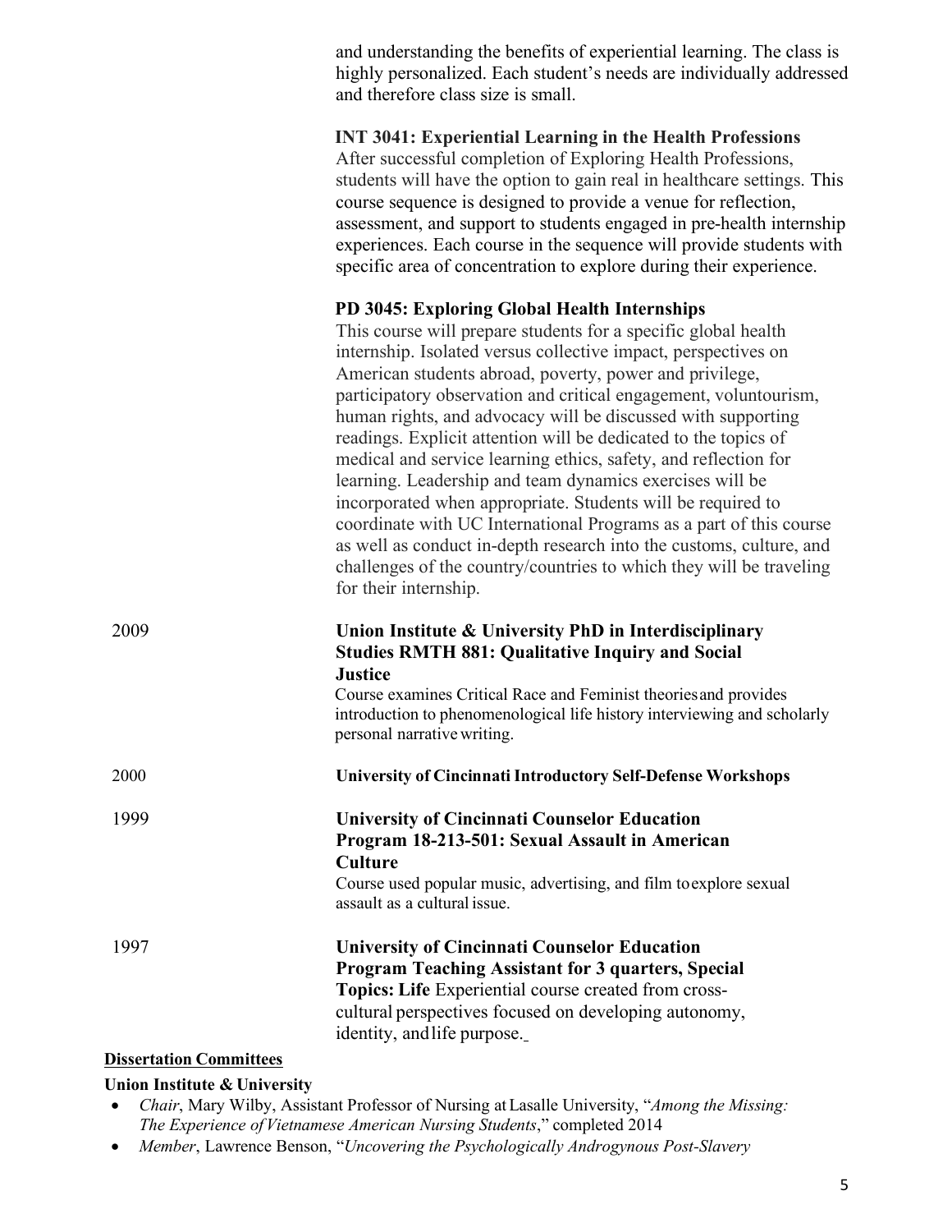and understanding the benefits of experiential learning. The class is highly personalized. Each student's needs are individually addressed and therefore class size is small.

**INT 3041: Experiential Learning in the Health Professions**
After successful completion of Exploring Health Professions, students will have the option to gain real in healthcare settings. This course sequence is designed to provide a venue for reflection, assessment, and support to students engaged in pre-health internship experiences. Each course in the sequence will provide students with specific area of concentration to explore during their experience.

**PD 3045: Exploring Global Health Internships**
This course will prepare students for a specific global health internship. Isolated versus collective impact, perspectives on American students abroad, poverty, power and privilege, participatory observation and critical engagement, voluntourism, human rights, and advocacy will be discussed with supporting readings. Explicit attention will be dedicated to the topics of medical and service learning ethics, safety, and reflection for learning. Leadership and team dynamics exercises will be incorporated when appropriate. Students will be required to coordinate with UC International Programs as a part of this course as well as conduct in-depth research into the customs, culture, and challenges of the country/countries to which they will be traveling for their internship.

2009 — **Union Institute & University PhD in Interdisciplinary Studies RMTH 881: Qualitative Inquiry and Social Justice**
Course examines Critical Race and Feminist theories and provides introduction to phenomenological life history interviewing and scholarly personal narrative writing.

2000 — **University of Cincinnati Introductory Self-Defense Workshops**

1999 — **University of Cincinnati Counselor Education Program 18-213-501: Sexual Assault in American Culture**
Course used popular music, advertising, and film to explore sexual assault as a cultural issue.

1997 — **University of Cincinnati Counselor Education Program Teaching Assistant for 3 quarters, Special Topics: Life** Experiential course created from cross-cultural perspectives focused on developing autonomy, identity, and life purpose.

## Dissertation Committees

**Union Institute & University**

- *Chair*, Mary Wilby, Assistant Professor of Nursing at Lasalle University, "*Among the Missing: The Experience of Vietnamese American Nursing Students*," completed 2014
- *Member*, Lawrence Benson, "*Uncovering the Psychologically Androgynous Post-Slavery*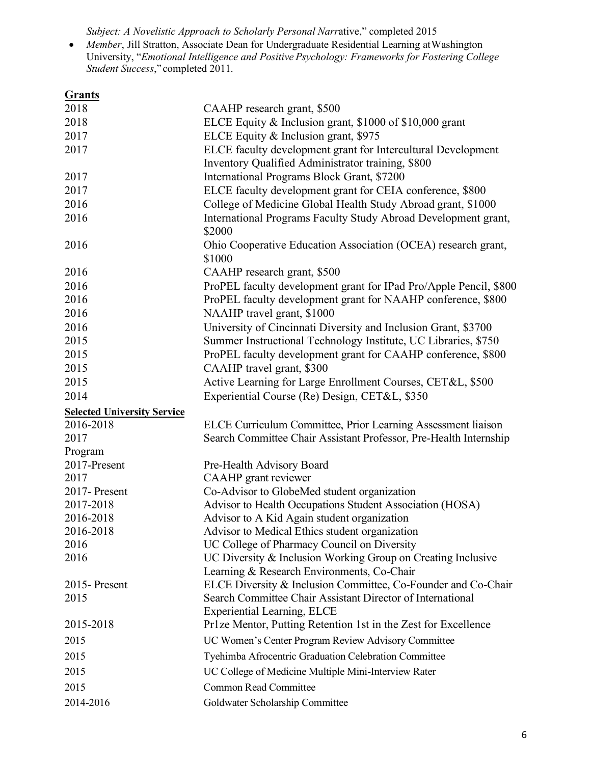*Subject: A Novelistic Approach to Scholarly Personal Narr*ative," completed 2015

- *Member*, Jill Stratton, Associate Dean for Undergraduate Residential Learning at Washington University, "*Emotional Intelligence and Positive Psychology: Frameworks for Fostering College Student Success*," completed 2011.

**Grants**

| | |
|---|---|
| 2018 | CAAHP research grant, $500 |
| 2018 | ELCE Equity & Inclusion grant, $1000 of $10,000 grant |
| 2017 | ELCE Equity & Inclusion grant, $975 |
| 2017 | ELCE faculty development grant for Intercultural Development Inventory Qualified Administrator training, $800 |
| 2017 | International Programs Block Grant, $7200 |
| 2017 | ELCE faculty development grant for CEIA conference, $800 |
| 2016 | College of Medicine Global Health Study Abroad grant, $1000 |
| 2016 | International Programs Faculty Study Abroad Development grant, $2000 |
| 2016 | Ohio Cooperative Education Association (OCEA) research grant, $1000 |
| 2016 | CAAHP research grant, $500 |
| 2016 | ProPEL faculty development grant for IPad Pro/Apple Pencil, $800 |
| 2016 | ProPEL faculty development grant for NAAHP conference, $800 |
| 2016 | NAAHP travel grant, $1000 |
| 2016 | University of Cincinnati Diversity and Inclusion Grant, $3700 |
| 2015 | Summer Instructional Technology Institute, UC Libraries, $750 |
| 2015 | ProPEL faculty development grant for CAAHP conference, $800 |
| 2015 | CAAHP travel grant, $300 |
| 2015 | Active Learning for Large Enrollment Courses, CET&L, $500 |
| 2014 | Experiential Course (Re) Design, CET&L, $350 |

**Selected University Service**

| | |
|---|---|
| 2016-2018 | ELCE Curriculum Committee, Prior Learning Assessment liaison |
| 2017 | Search Committee Chair Assistant Professor, Pre-Health Internship Program |
| 2017-Present | Pre-Health Advisory Board |
| 2017 | CAAHP grant reviewer |
| 2017- Present | Co-Advisor to GlobeMed student organization |
| 2017-2018 | Advisor to Health Occupations Student Association (HOSA) |
| 2016-2018 | Advisor to A Kid Again student organization |
| 2016-2018 | Advisor to Medical Ethics student organization |
| 2016 | UC College of Pharmacy Council on Diversity |
| 2016 | UC Diversity & Inclusion Working Group on Creating Inclusive Learning & Research Environments, Co-Chair |
| 2015- Present | ELCE Diversity & Inclusion Committee, Co-Founder and Co-Chair |
| 2015 | Search Committee Chair Assistant Director of International Experiential Learning, ELCE |
| 2015-2018 | Pr1ze Mentor, Putting Retention 1st in the Zest for Excellence |
| 2015 | UC Women's Center Program Review Advisory Committee |
| 2015 | Tyehimba Afrocentric Graduation Celebration Committee |
| 2015 | UC College of Medicine Multiple Mini-Interview Rater |
| 2015 | Common Read Committee |
| 2014-2016 | Goldwater Scholarship Committee |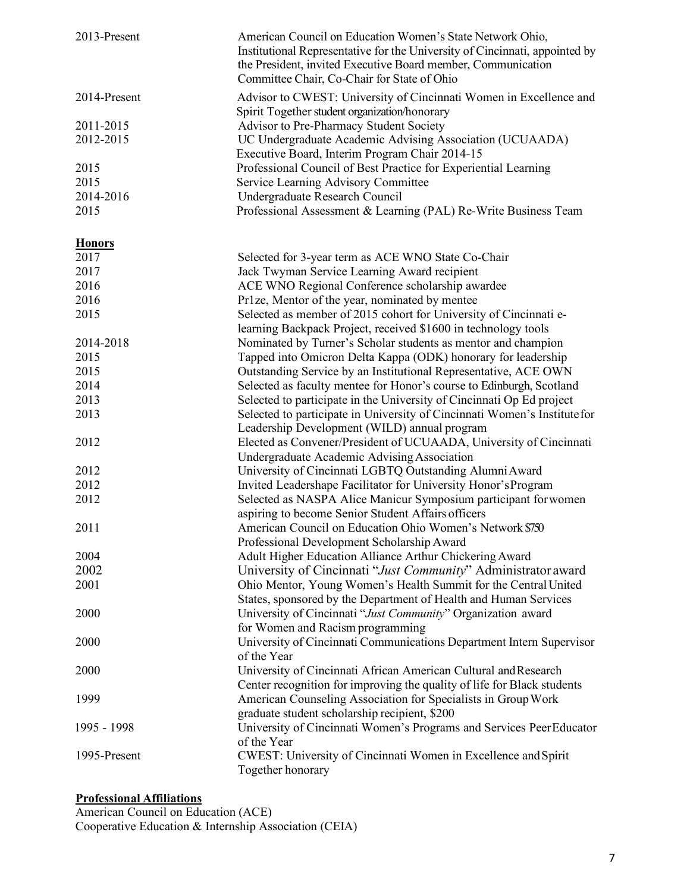| | |
|---|---|
| 2013-Present | American Council on Education Women's State Network Ohio, Institutional Representative for the University of Cincinnati, appointed by the President, invited Executive Board member, Communication Committee Chair, Co-Chair for State of Ohio |
| 2014-Present | Advisor to CWEST: University of Cincinnati Women in Excellence and Spirit Together student organization/honorary |
| 2011-2015 | Advisor to Pre-Pharmacy Student Society |
| 2012-2015 | UC Undergraduate Academic Advising Association (UCUAADA) Executive Board, Interim Program Chair 2014-15 |
| 2015 | Professional Council of Best Practice for Experiential Learning |
| 2015 | Service Learning Advisory Committee |
| 2014-2016 | Undergraduate Research Council |
| 2015 | Professional Assessment & Learning (PAL) Re-Write Business Team |

**Honors**

| | |
|---|---|
| 2017 | Selected for 3-year term as ACE WNO State Co-Chair |
| 2017 | Jack Twyman Service Learning Award recipient |
| 2016 | ACE WNO Regional Conference scholarship awardee |
| 2016 | Pr1ze, Mentor of the year, nominated by mentee |
| 2015 | Selected as member of 2015 cohort for University of Cincinnati e-learning Backpack Project, received $1600 in technology tools |
| 2014-2018 | Nominated by Turner's Scholar students as mentor and champion |
| 2015 | Tapped into Omicron Delta Kappa (ODK) honorary for leadership |
| 2015 | Outstanding Service by an Institutional Representative, ACE OWN |
| 2014 | Selected as faculty mentee for Honor's course to Edinburgh, Scotland |
| 2013 | Selected to participate in the University of Cincinnati Op Ed project |
| 2013 | Selected to participate in University of Cincinnati Women's Institute for Leadership Development (WILD) annual program |
| 2012 | Elected as Convener/President of UCUAADA, University of Cincinnati Undergraduate Academic Advising Association |
| 2012 | University of Cincinnati LGBTQ Outstanding Alumni Award |
| 2012 | Invited Leadershape Facilitator for University Honor's Program |
| 2012 | Selected as NASPA Alice Manicur Symposium participant for women aspiring to become Senior Student Affairs officers |
| 2011 | American Council on Education Ohio Women's Network $750 Professional Development Scholarship Award |
| 2004 | Adult Higher Education Alliance Arthur Chickering Award |
| 2002 | University of Cincinnati "*Just Community*" Administrator award |
| 2001 | Ohio Mentor, Young Women's Health Summit for the Central United States, sponsored by the Department of Health and Human Services |
| 2000 | University of Cincinnati "*Just Community*" Organization award for Women and Racism programming |
| 2000 | University of Cincinnati Communications Department Intern Supervisor of the Year |
| 2000 | University of Cincinnati African American Cultural and Research Center recognition for improving the quality of life for Black students |
| 1999 | American Counseling Association for Specialists in Group Work graduate student scholarship recipient, $200 |
| 1995 - 1998 | University of Cincinnati Women's Programs and Services Peer Educator of the Year |
| 1995-Present | CWEST: University of Cincinnati Women in Excellence and Spirit Together honorary |

**Professional Affiliations**

American Council on Education (ACE)
Cooperative Education & Internship Association (CEIA)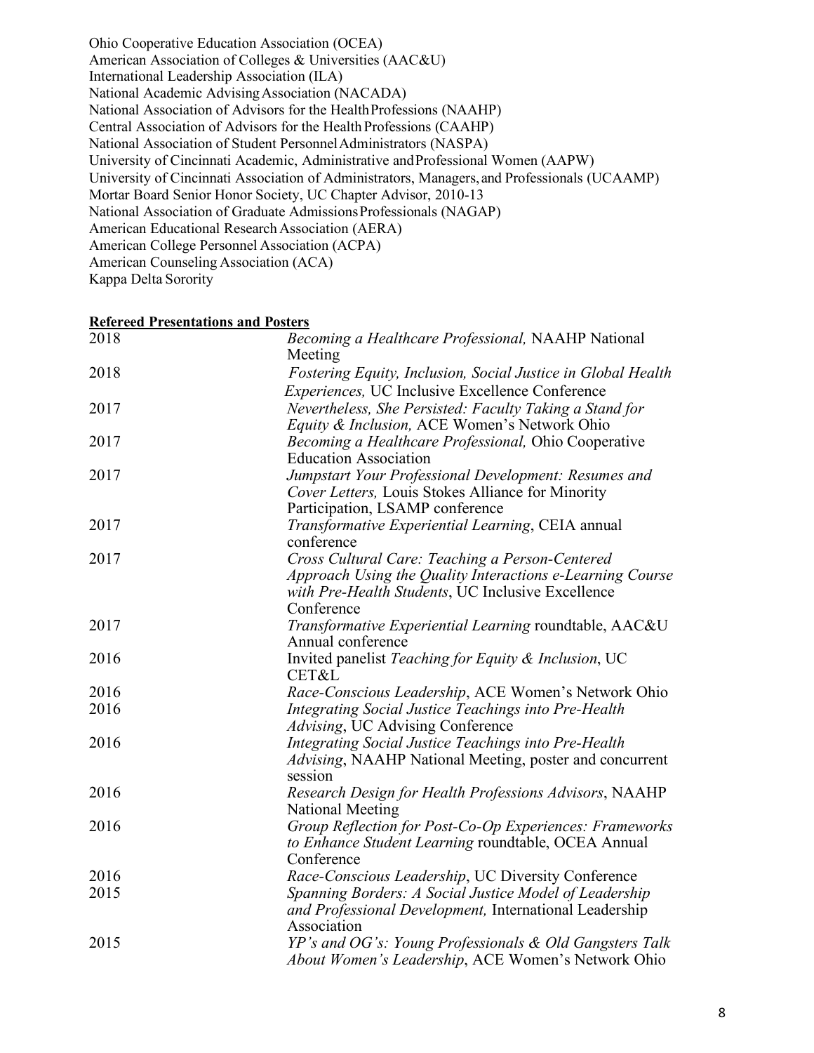Ohio Cooperative Education Association (OCEA)
American Association of Colleges & Universities (AAC&U)
International Leadership Association (ILA)
National Academic Advising Association (NACADA)
National Association of Advisors for the Health Professions (NAAHP)
Central Association of Advisors for the Health Professions (CAAHP)
National Association of Student Personnel Administrators (NASPA)
University of Cincinnati Academic, Administrative and Professional Women (AAPW)
University of Cincinnati Association of Administrators, Managers, and Professionals (UCAAMP)
Mortar Board Senior Honor Society, UC Chapter Advisor, 2010-13
National Association of Graduate Admissions Professionals (NAGAP)
American Educational Research Association (AERA)
American College Personnel Association (ACPA)
American Counseling Association (ACA)
Kappa Delta Sorority

**Refereed Presentations and Posters**

| | |
|---|---|
| 2018 | *Becoming a Healthcare Professional,* NAAHP National Meeting |
| 2018 | *Fostering Equity, Inclusion, Social Justice in Global Health Experiences,* UC Inclusive Excellence Conference |
| 2017 | *Nevertheless, She Persisted: Faculty Taking a Stand for Equity & Inclusion,* ACE Women's Network Ohio |
| 2017 | *Becoming a Healthcare Professional,* Ohio Cooperative Education Association |
| 2017 | *Jumpstart Your Professional Development: Resumes and Cover Letters,* Louis Stokes Alliance for Minority Participation, LSAMP conference |
| 2017 | *Transformative Experiential Learning*, CEIA annual conference |
| 2017 | *Cross Cultural Care: Teaching a Person-Centered Approach Using the Quality Interactions e-Learning Course with Pre-Health Students*, UC Inclusive Excellence Conference |
| 2017 | *Transformative Experiential Learning* roundtable, AAC&U Annual conference |
| 2016 | Invited panelist *Teaching for Equity & Inclusion*, UC CET&L |
| 2016 | *Race-Conscious Leadership*, ACE Women's Network Ohio |
| 2016 | *Integrating Social Justice Teachings into Pre-Health Advising*, UC Advising Conference |
| 2016 | *Integrating Social Justice Teachings into Pre-Health Advising*, NAAHP National Meeting, poster and concurrent session |
| 2016 | *Research Design for Health Professions Advisors*, NAAHP National Meeting |
| 2016 | *Group Reflection for Post-Co-Op Experiences: Frameworks to Enhance Student Learning* roundtable, OCEA Annual Conference |
| 2016 | *Race-Conscious Leadership*, UC Diversity Conference |
| 2015 | *Spanning Borders: A Social Justice Model of Leadership and Professional Development,* International Leadership Association |
| 2015 | *YP's and OG's: Young Professionals & Old Gangsters Talk About Women's Leadership*, ACE Women's Network Ohio |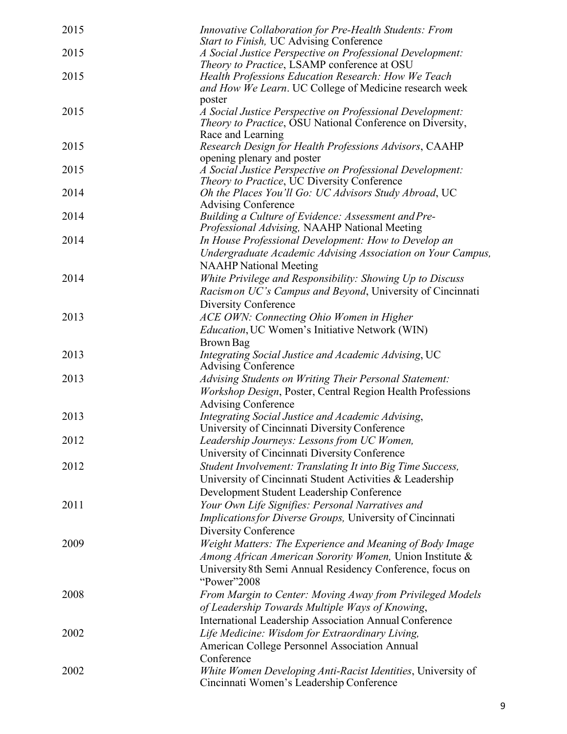2015 *Innovative Collaboration for Pre-Health Students: From Start to Finish,* UC Advising Conference

2015 *A Social Justice Perspective on Professional Development: Theory to Practice*, LSAMP conference at OSU

2015 *Health Professions Education Research: How We Teach and How We Learn*. UC College of Medicine research week poster

2015 *A Social Justice Perspective on Professional Development: Theory to Practice*, OSU National Conference on Diversity, Race and Learning

2015 *Research Design for Health Professions Advisors*, CAAHP opening plenary and poster

2015 *A Social Justice Perspective on Professional Development: Theory to Practice*, UC Diversity Conference

2014 *Oh the Places You'll Go: UC Advisors Study Abroad*, UC Advising Conference

2014 *Building a Culture of Evidence: Assessment and Pre-Professional Advising,* NAAHP National Meeting

2014 *In House Professional Development: How to Develop an Undergraduate Academic Advising Association on Your Campus,* NAAHP National Meeting

2014 *White Privilege and Responsibility: Showing Up to Discuss Racism on UC's Campus and Beyond*, University of Cincinnati Diversity Conference

2013 *ACE OWN: Connecting Ohio Women in Higher Education*, UC Women's Initiative Network (WIN) Brown Bag

2013 *Integrating Social Justice and Academic Advising*, UC Advising Conference

2013 *Advising Students on Writing Their Personal Statement: Workshop Design*, Poster, Central Region Health Professions Advising Conference

2013 *Integrating Social Justice and Academic Advising*, University of Cincinnati Diversity Conference

2012 *Leadership Journeys: Lessons from UC Women,* University of Cincinnati Diversity Conference

2012 *Student Involvement: Translating It into Big Time Success,* University of Cincinnati Student Activities & Leadership Development Student Leadership Conference

2011 *Your Own Life Signifies: Personal Narratives and Implications for Diverse Groups,* University of Cincinnati Diversity Conference

2009 *Weight Matters: The Experience and Meaning of Body Image Among African American Sorority Women,* Union Institute & University 8th Semi Annual Residency Conference, focus on "Power"2008

2008 *From Margin to Center: Moving Away from Privileged Models of Leadership Towards Multiple Ways of Knowing*, International Leadership Association Annual Conference

2002 *Life Medicine: Wisdom for Extraordinary Living,* American College Personnel Association Annual Conference

2002 *White Women Developing Anti-Racist Identities*, University of Cincinnati Women's Leadership Conference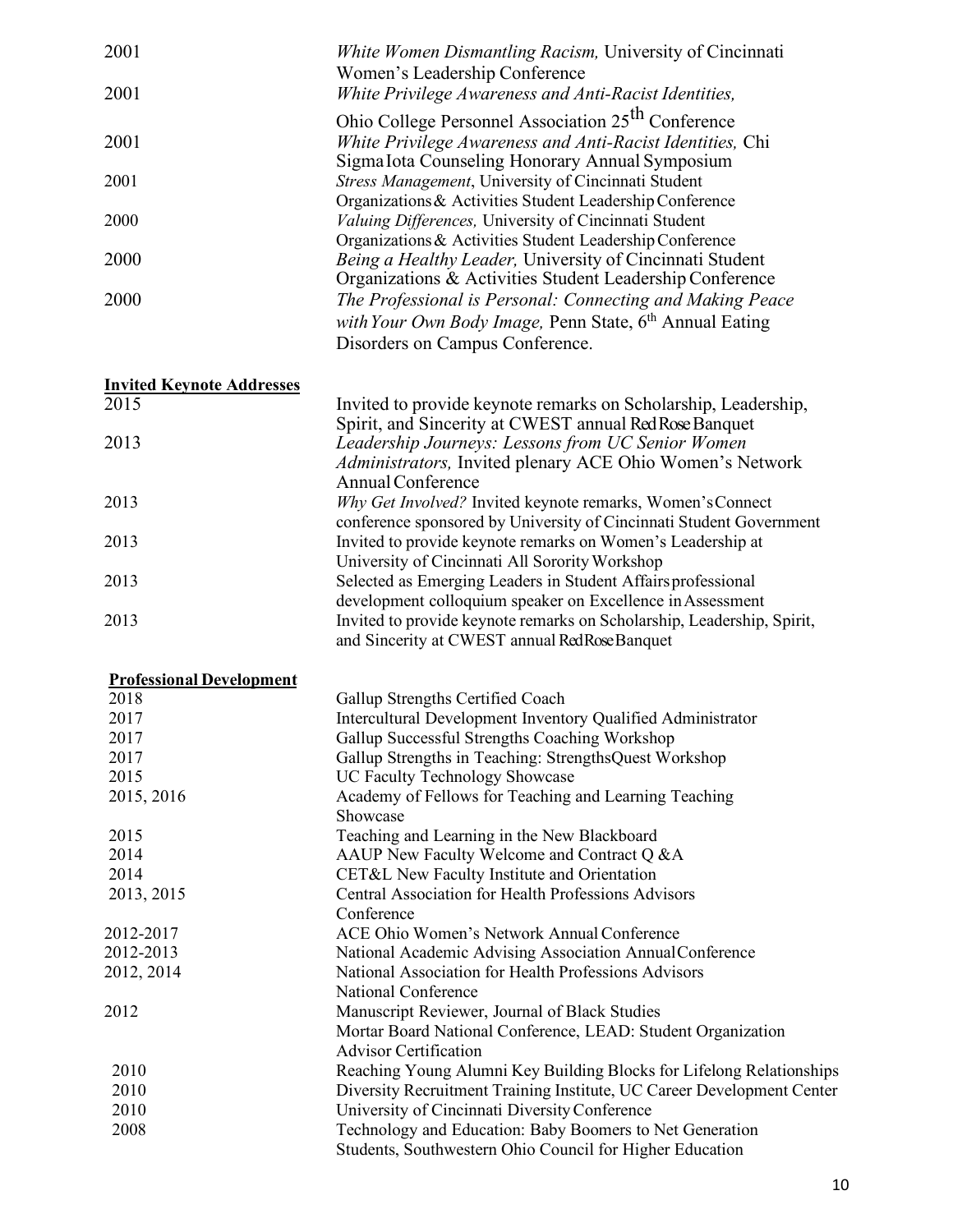| | |
|---|---|
| 2001 | *White Women Dismantling Racism,* University of Cincinnati Women's Leadership Conference |
| 2001 | *White Privilege Awareness and Anti-Racist Identities,* Ohio College Personnel Association 25th Conference |
| 2001 | *White Privilege Awareness and Anti-Racist Identities,* Chi Sigma Iota Counseling Honorary Annual Symposium |
| 2001 | *Stress Management*, University of Cincinnati Student Organizations & Activities Student Leadership Conference |
| 2000 | *Valuing Differences,* University of Cincinnati Student Organizations & Activities Student Leadership Conference |
| 2000 | *Being a Healthy Leader,* University of Cincinnati Student Organizations & Activities Student Leadership Conference |
| 2000 | *The Professional is Personal: Connecting and Making Peace with Your Own Body Image,* Penn State, 6th Annual Eating Disorders on Campus Conference. |

**Invited Keynote Addresses**

| | |
|---|---|
| 2015 | Invited to provide keynote remarks on Scholarship, Leadership, Spirit, and Sincerity at CWEST annual Red Rose Banquet |
| 2013 | *Leadership Journeys: Lessons from UC Senior Women Administrators,* Invited plenary ACE Ohio Women's Network Annual Conference |
| 2013 | *Why Get Involved?* Invited keynote remarks, Women's Connect conference sponsored by University of Cincinnati Student Government |
| 2013 | Invited to provide keynote remarks on Women's Leadership at University of Cincinnati All Sorority Workshop |
| 2013 | Selected as Emerging Leaders in Student Affairs professional development colloquium speaker on Excellence in Assessment |
| 2013 | Invited to provide keynote remarks on Scholarship, Leadership, Spirit, and Sincerity at CWEST annual Red Rose Banquet |

**Professional Development**

| | |
|---|---|
| 2018 | Gallup Strengths Certified Coach |
| 2017 | Intercultural Development Inventory Qualified Administrator |
| 2017 | Gallup Successful Strengths Coaching Workshop |
| 2017 | Gallup Strengths in Teaching: StrengthsQuest Workshop |
| 2015 | UC Faculty Technology Showcase |
| 2015, 2016 | Academy of Fellows for Teaching and Learning Teaching Showcase |
| 2015 | Teaching and Learning in the New Blackboard |
| 2014 | AAUP New Faculty Welcome and Contract Q &A |
| 2014 | CET&L New Faculty Institute and Orientation |
| 2013, 2015 | Central Association for Health Professions Advisors Conference |
| 2012-2017 | ACE Ohio Women's Network Annual Conference |
| 2012-2013 | National Academic Advising Association Annual Conference |
| 2012, 2014 | National Association for Health Professions Advisors National Conference |
| 2012 | Manuscript Reviewer, Journal of Black Studies |
| | Mortar Board National Conference, LEAD: Student Organization Advisor Certification |
| 2010 | Reaching Young Alumni Key Building Blocks for Lifelong Relationships |
| 2010 | Diversity Recruitment Training Institute, UC Career Development Center |
| 2010 | University of Cincinnati Diversity Conference |
| 2008 | Technology and Education: Baby Boomers to Net Generation Students, Southwestern Ohio Council for Higher Education |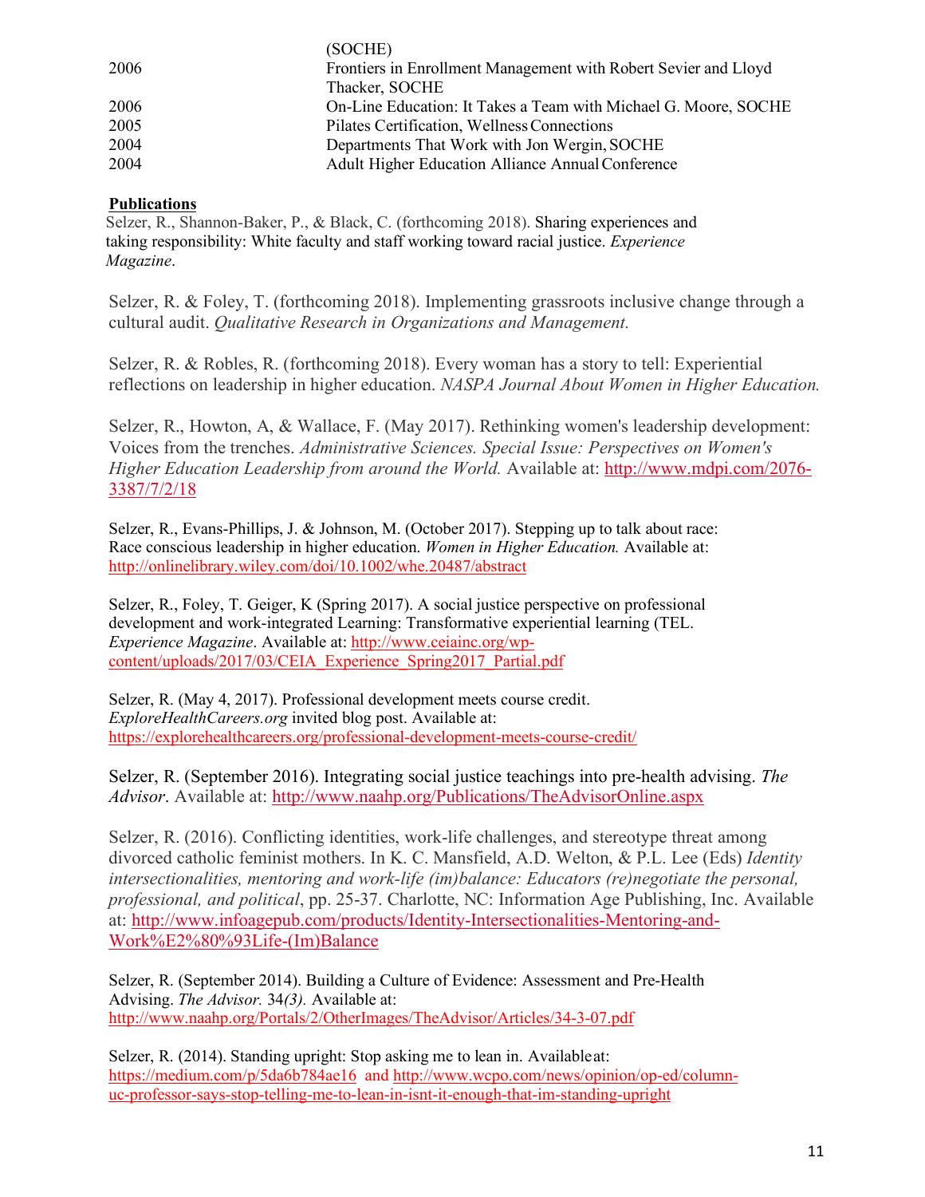| | |
|---|---|
| | (SOCHE) |
| 2006 | Frontiers in Enrollment Management with Robert Sevier and Lloyd Thacker, SOCHE |
| 2006 | On-Line Education: It Takes a Team with Michael G. Moore, SOCHE |
| 2005 | Pilates Certification, Wellness Connections |
| 2004 | Departments That Work with Jon Wergin, SOCHE |
| 2004 | Adult Higher Education Alliance Annual Conference |

**Publications**

Selzer, R., Shannon-Baker, P., & Black, C. (forthcoming 2018). Sharing experiences and taking responsibility: White faculty and staff working toward racial justice. *Experience Magazine*.

Selzer, R. & Foley, T. (forthcoming 2018). Implementing grassroots inclusive change through a cultural audit. *Qualitative Research in Organizations and Management.*

Selzer, R. & Robles, R. (forthcoming 2018). Every woman has a story to tell: Experiential reflections on leadership in higher education. *NASPA Journal About Women in Higher Education.*

Selzer, R., Howton, A, & Wallace, F. (May 2017). Rethinking women's leadership development: Voices from the trenches. *Administrative Sciences. Special Issue: Perspectives on Women's Higher Education Leadership from around the World.* Available at: http://www.mdpi.com/2076-3387/7/2/18

Selzer, R., Evans-Phillips, J. & Johnson, M. (October 2017). Stepping up to talk about race: Race conscious leadership in higher education. *Women in Higher Education.* Available at: http://onlinelibrary.wiley.com/doi/10.1002/whe.20487/abstract

Selzer, R., Foley, T. Geiger, K (Spring 2017). A social justice perspective on professional development and work-integrated Learning: Transformative experiential learning (TEL. *Experience Magazine*. Available at: http://www.ceiainc.org/wp-content/uploads/2017/03/CEIA_Experience_Spring2017_Partial.pdf

Selzer, R. (May 4, 2017). Professional development meets course credit. *ExploreHealthCareers.org* invited blog post. Available at: https://explorehealthcareers.org/professional-development-meets-course-credit/

Selzer, R. (September 2016). Integrating social justice teachings into pre-health advising. *The Advisor*. Available at: http://www.naahp.org/Publications/TheAdvisorOnline.aspx

Selzer, R. (2016). Conflicting identities, work-life challenges, and stereotype threat among divorced catholic feminist mothers. In K. C. Mansfield, A.D. Welton, & P.L. Lee (Eds) *Identity intersectionalities, mentoring and work-life (im)balance: Educators (re)negotiate the personal, professional, and political*, pp. 25-37. Charlotte, NC: Information Age Publishing, Inc. Available at: http://www.infoagepub.com/products/Identity-Intersectionalities-Mentoring-and-Work%E2%80%93Life-(Im)Balance

Selzer, R. (September 2014). Building a Culture of Evidence: Assessment and Pre-Health Advising. *The Advisor.* 34*(3).* Available at: http://www.naahp.org/Portals/2/OtherImages/TheAdvisor/Articles/34-3-07.pdf

Selzer, R. (2014). Standing upright: Stop asking me to lean in. Availableat: https://medium.com/p/5da6b784ae16 and http://www.wcpo.com/news/opinion/op-ed/column-uc-professor-says-stop-telling-me-to-lean-in-isnt-it-enough-that-im-standing-upright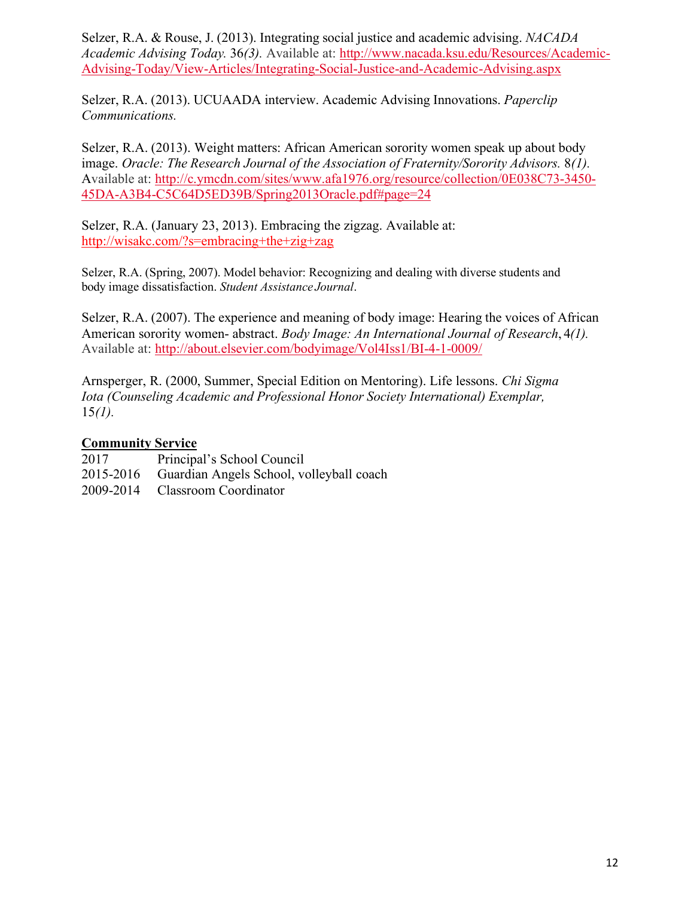Selzer, R.A. & Rouse, J. (2013). Integrating social justice and academic advising. *NACADA Academic Advising Today.* 36*(3).* Available at: http://www.nacada.ksu.edu/Resources/Academic-Advising-Today/View-Articles/Integrating-Social-Justice-and-Academic-Advising.aspx

Selzer, R.A. (2013). UCUAADA interview. Academic Advising Innovations. *Paperclip Communications.*

Selzer, R.A. (2013). Weight matters: African American sorority women speak up about body image. *Oracle: The Research Journal of the Association of Fraternity/Sorority Advisors.* 8*(1).* Available at: http://c.ymcdn.com/sites/www.afa1976.org/resource/collection/0E038C73-3450-45DA-A3B4-C5C64D5ED39B/Spring2013Oracle.pdf#page=24

Selzer, R.A. (January 23, 2013). Embracing the zigzag. Available at: http://wisakc.com/?s=embracing+the+zig+zag

Selzer, R.A. (Spring, 2007). Model behavior: Recognizing and dealing with diverse students and body image dissatisfaction. *Student Assistance Journal*.

Selzer, R.A. (2007). The experience and meaning of body image: Hearing the voices of African American sorority women- abstract. *Body Image: An International Journal of Research*, 4*(1).* Available at: http://about.elsevier.com/bodyimage/Vol4Iss1/BI-4-1-0009/

Arnsperger, R. (2000, Summer, Special Edition on Mentoring). Life lessons. *Chi Sigma Iota (Counseling Academic and Professional Honor Society International) Exemplar,* 15*(1).*

**Community Service**

| | |
|---|---|
| 2017 | Principal's School Council |
| 2015-2016 | Guardian Angels School, volleyball coach |
| 2009-2014 | Classroom Coordinator |